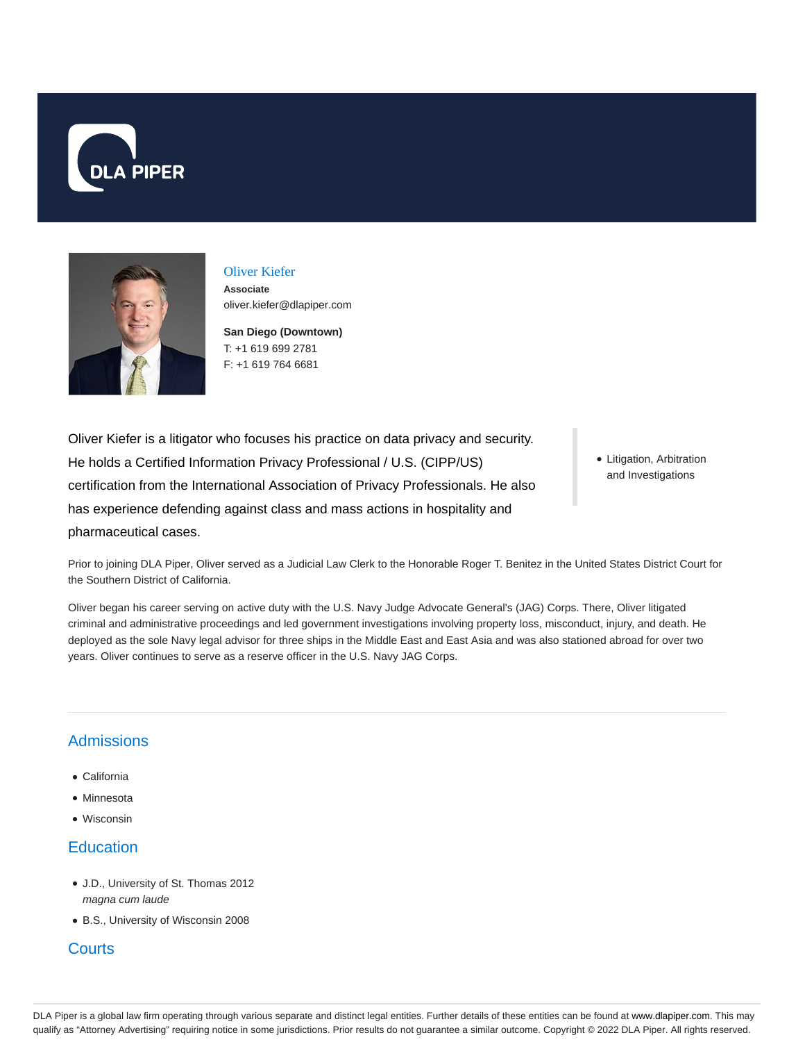DLA PIPER

## Oliver Kiefer

**Associate**
oliver.kiefer@dlapiper.com

**San Diego (Downtown)**
T: +1 619 699 2781
F: +1 619 764 6681

Oliver Kiefer is a litigator who focuses his practice on data privacy and security. He holds a Certified Information Privacy Professional / U.S. (CIPP/US) certification from the International Association of Privacy Professionals. He also has experience defending against class and mass actions in hospitality and pharmaceutical cases.

- Litigation, Arbitration and Investigations

Prior to joining DLA Piper, Oliver served as a Judicial Law Clerk to the Honorable Roger T. Benitez in the United States District Court for the Southern District of California.

Oliver began his career serving on active duty with the U.S. Navy Judge Advocate General's (JAG) Corps. There, Oliver litigated criminal and administrative proceedings and led government investigations involving property loss, misconduct, injury, and death. He deployed as the sole Navy legal advisor for three ships in the Middle East and East Asia and was also stationed abroad for over two years. Oliver continues to serve as a reserve officer in the U.S. Navy JAG Corps.

## Admissions

- California
- Minnesota
- Wisconsin

## Education

- J.D., University of St. Thomas 2012
  *magna cum laude*
- B.S., University of Wisconsin 2008

## Courts

DLA Piper is a global law firm operating through various separate and distinct legal entities. Further details of these entities can be found at www.dlapiper.com. This may qualify as "Attorney Advertising" requiring notice in some jurisdictions. Prior results do not guarantee a similar outcome. Copyright © 2022 DLA Piper. All rights reserved.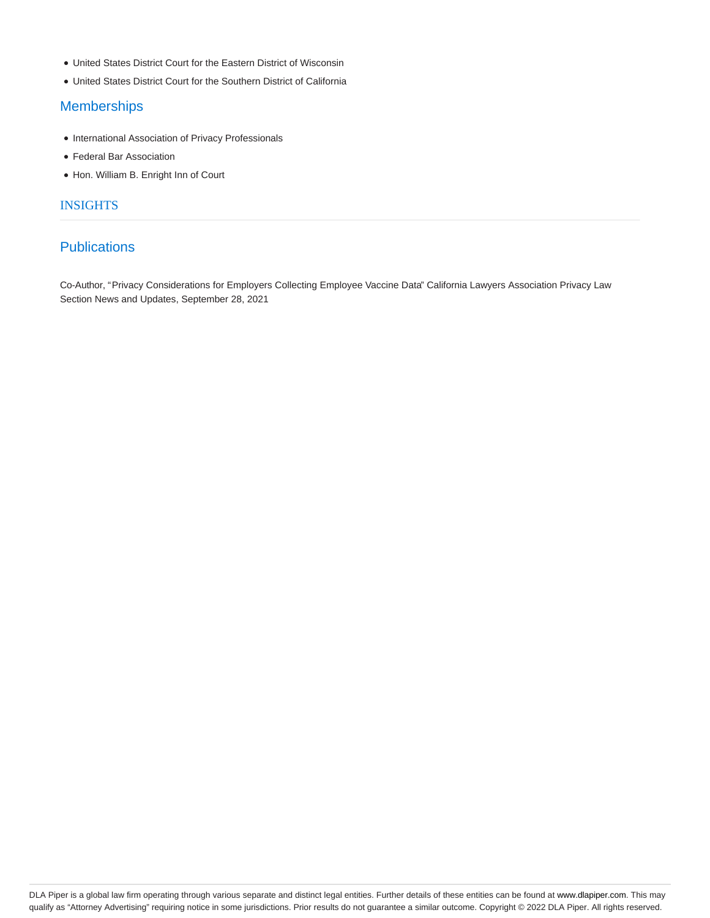- United States District Court for the Eastern District of Wisconsin
- United States District Court for the Southern District of California

## Memberships

- International Association of Privacy Professionals
- Federal Bar Association
- Hon. William B. Enright Inn of Court

## INSIGHTS

## Publications

Co-Author, "Privacy Considerations for Employers Collecting Employee Vaccine Data" California Lawyers Association Privacy Law Section News and Updates, September 28, 2021

DLA Piper is a global law firm operating through various separate and distinct legal entities. Further details of these entities can be found at www.dlapiper.com. This may qualify as "Attorney Advertising" requiring notice in some jurisdictions. Prior results do not guarantee a similar outcome. Copyright © 2022 DLA Piper. All rights reserved.